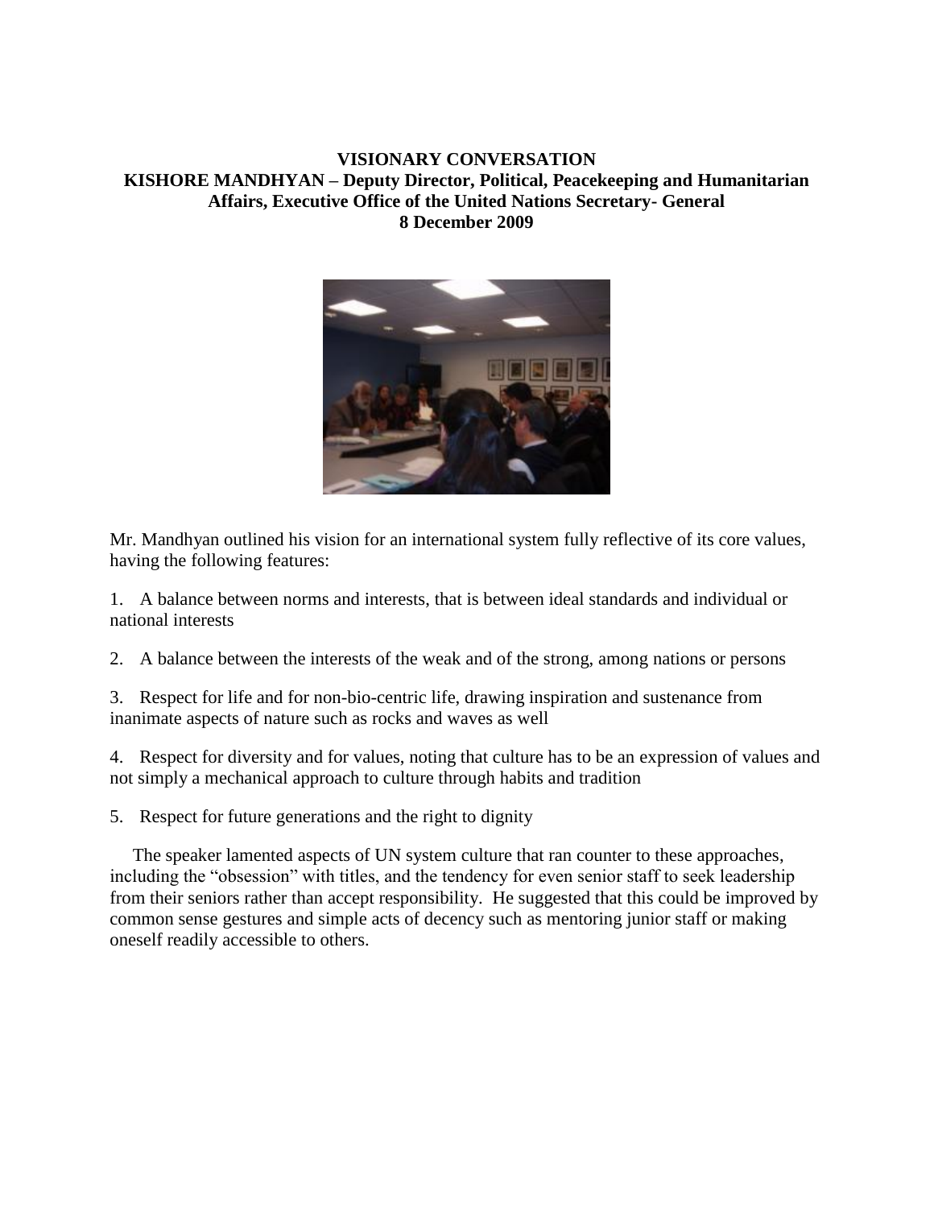**VISIONARY CONVERSATION**
**KISHORE MANDHYAN – Deputy Director, Political, Peacekeeping and Humanitarian Affairs, Executive Office of the United Nations Secretary- General**
**8 December 2009**

Mr. Mandhyan outlined his vision for an international system fully reflective of its core values, having the following features:

1. A balance between norms and interests, that is between ideal standards and individual or national interests

2. A balance between the interests of the weak and of the strong, among nations or persons

3. Respect for life and for non-bio-centric life, drawing inspiration and sustenance from inanimate aspects of nature such as rocks and waves as well

4. Respect for diversity and for values, noting that culture has to be an expression of values and not simply a mechanical approach to culture through habits and tradition

5. Respect for future generations and the right to dignity

The speaker lamented aspects of UN system culture that ran counter to these approaches, including the "obsession" with titles, and the tendency for even senior staff to seek leadership from their seniors rather than accept responsibility. He suggested that this could be improved by common sense gestures and simple acts of decency such as mentoring junior staff or making oneself readily accessible to others.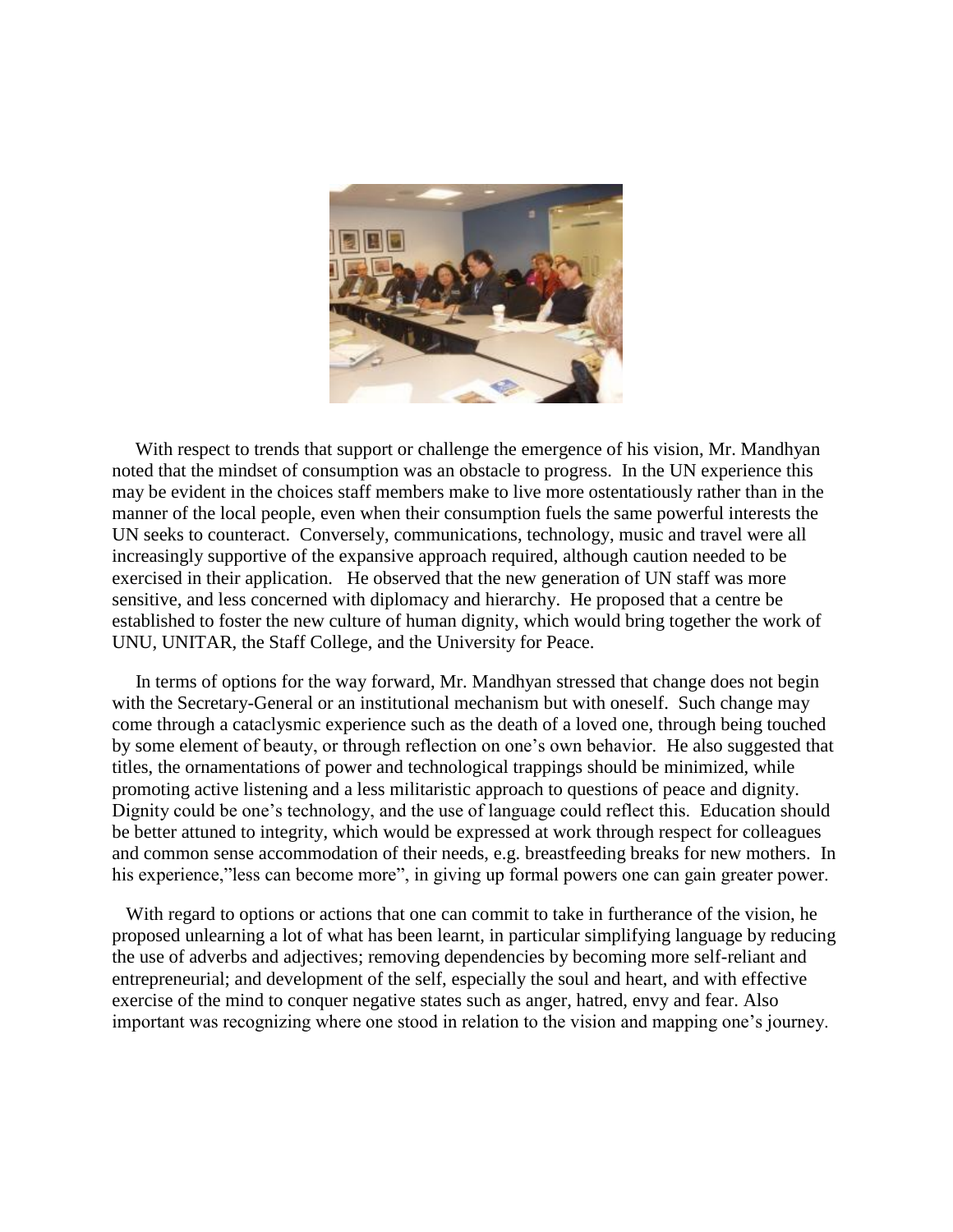With respect to trends that support or challenge the emergence of his vision, Mr. Mandhyan noted that the mindset of consumption was an obstacle to progress. In the UN experience this may be evident in the choices staff members make to live more ostentatiously rather than in the manner of the local people, even when their consumption fuels the same powerful interests the UN seeks to counteract. Conversely, communications, technology, music and travel were all increasingly supportive of the expansive approach required, although caution needed to be exercised in their application. He observed that the new generation of UN staff was more sensitive, and less concerned with diplomacy and hierarchy. He proposed that a centre be established to foster the new culture of human dignity, which would bring together the work of UNU, UNITAR, the Staff College, and the University for Peace.

In terms of options for the way forward, Mr. Mandhyan stressed that change does not begin with the Secretary-General or an institutional mechanism but with oneself. Such change may come through a cataclysmic experience such as the death of a loved one, through being touched by some element of beauty, or through reflection on one's own behavior. He also suggested that titles, the ornamentations of power and technological trappings should be minimized, while promoting active listening and a less militaristic approach to questions of peace and dignity. Dignity could be one's technology, and the use of language could reflect this. Education should be better attuned to integrity, which would be expressed at work through respect for colleagues and common sense accommodation of their needs, e.g. breastfeeding breaks for new mothers. In his experience,"less can become more", in giving up formal powers one can gain greater power.

With regard to options or actions that one can commit to take in furtherance of the vision, he proposed unlearning a lot of what has been learnt, in particular simplifying language by reducing the use of adverbs and adjectives; removing dependencies by becoming more self-reliant and entrepreneurial; and development of the self, especially the soul and heart, and with effective exercise of the mind to conquer negative states such as anger, hatred, envy and fear. Also important was recognizing where one stood in relation to the vision and mapping one's journey.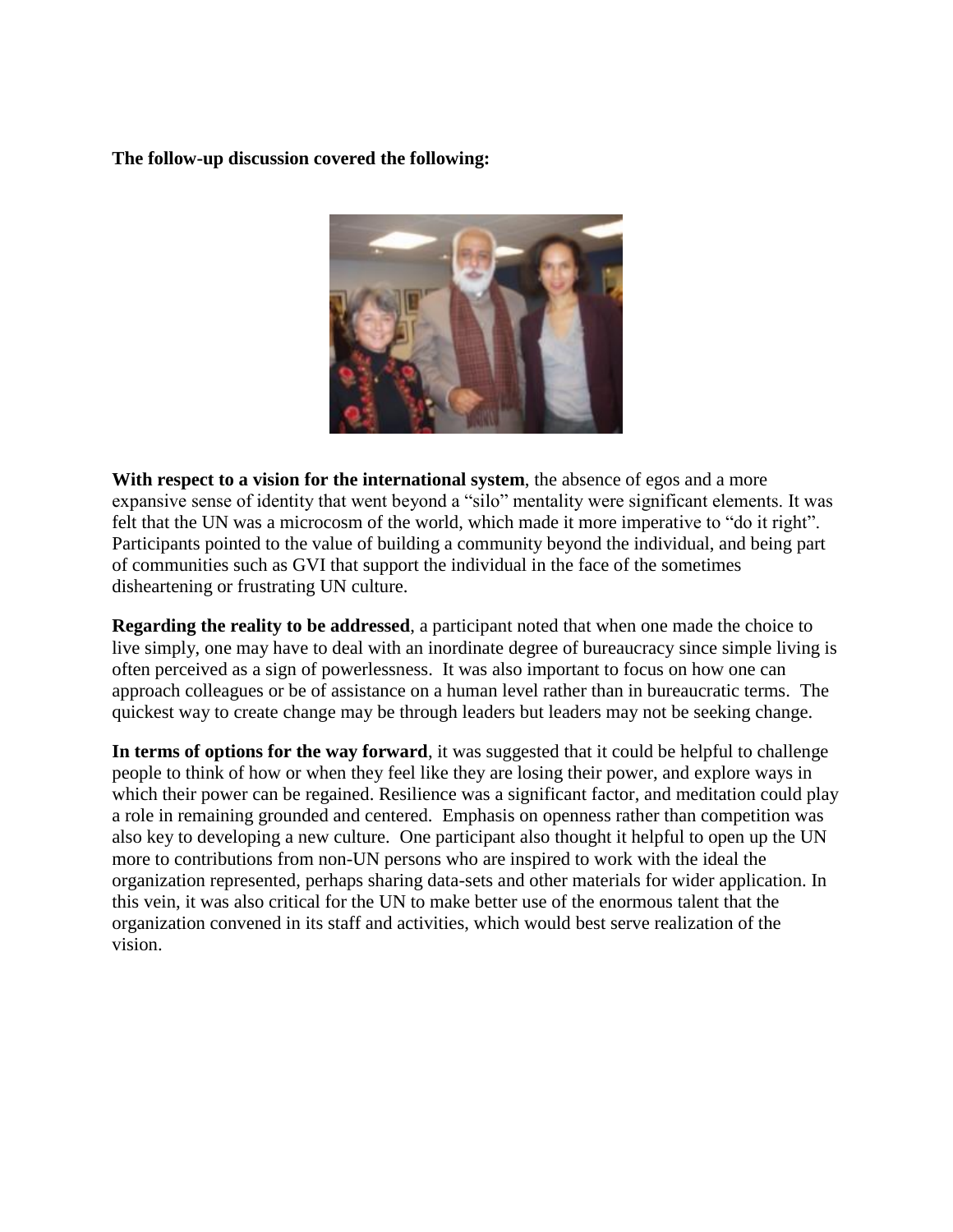**The follow-up discussion covered the following:**

**With respect to a vision for the international system**, the absence of egos and a more expansive sense of identity that went beyond a "silo" mentality were significant elements. It was felt that the UN was a microcosm of the world, which made it more imperative to "do it right". Participants pointed to the value of building a community beyond the individual, and being part of communities such as GVI that support the individual in the face of the sometimes disheartening or frustrating UN culture.

**Regarding the reality to be addressed**, a participant noted that when one made the choice to live simply, one may have to deal with an inordinate degree of bureaucracy since simple living is often perceived as a sign of powerlessness. It was also important to focus on how one can approach colleagues or be of assistance on a human level rather than in bureaucratic terms. The quickest way to create change may be through leaders but leaders may not be seeking change.

**In terms of options for the way forward**, it was suggested that it could be helpful to challenge people to think of how or when they feel like they are losing their power, and explore ways in which their power can be regained. Resilience was a significant factor, and meditation could play a role in remaining grounded and centered. Emphasis on openness rather than competition was also key to developing a new culture. One participant also thought it helpful to open up the UN more to contributions from non-UN persons who are inspired to work with the ideal the organization represented, perhaps sharing data-sets and other materials for wider application. In this vein, it was also critical for the UN to make better use of the enormous talent that the organization convened in its staff and activities, which would best serve realization of the vision.